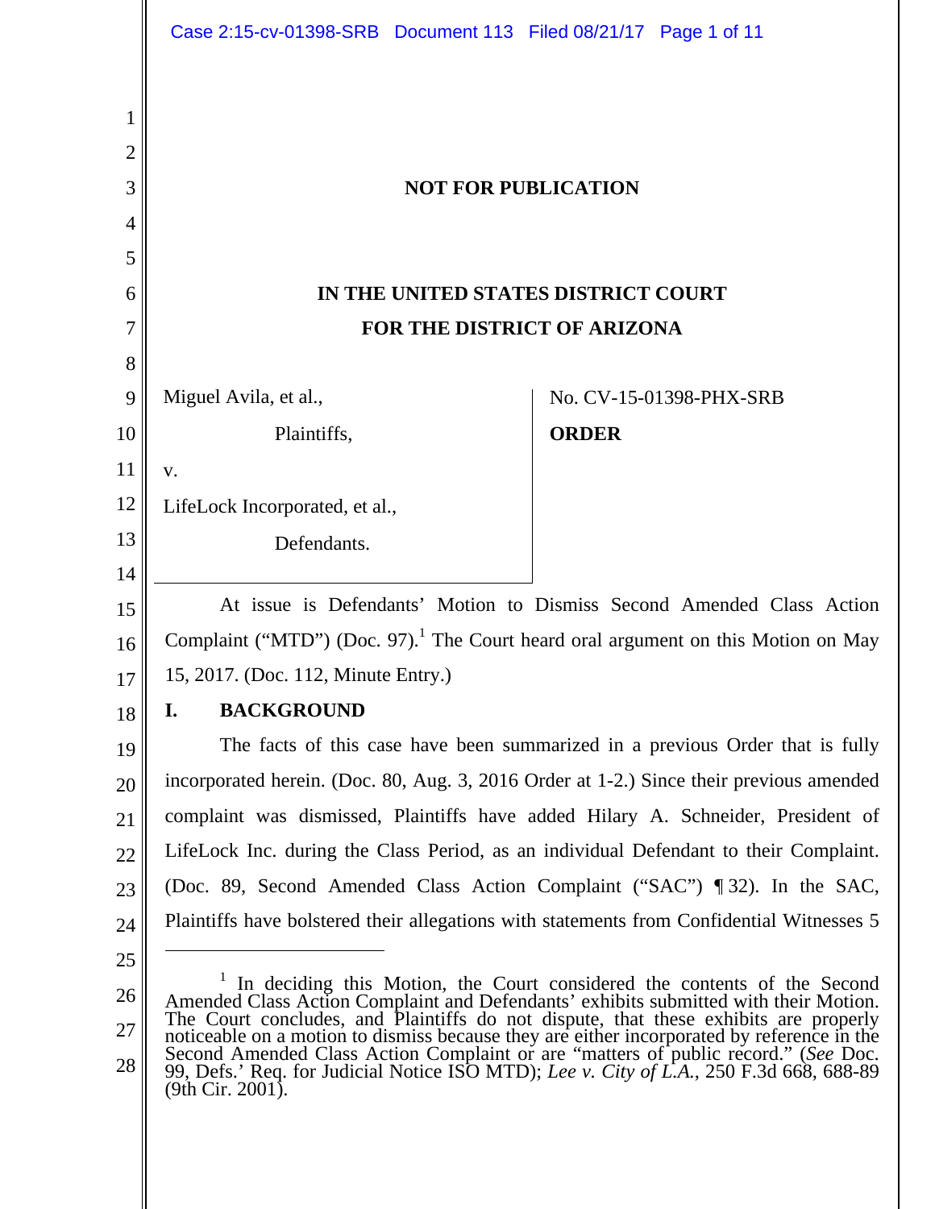**NOT FOR PUBLICATION**

**IN THE UNITED STATES DISTRICT COURT**
**FOR THE DISTRICT OF ARIZONA**

Miguel Avila, et al.,

Plaintiffs,

v.

LifeLock Incorporated, et al.,

Defendants.

No. CV-15-01398-PHX-SRB

**ORDER**

At issue is Defendants' Motion to Dismiss Second Amended Class Action Complaint ("MTD") (Doc. 97).[1] The Court heard oral argument on this Motion on May 15, 2017. (Doc. 112, Minute Entry.)

## I. BACKGROUND

The facts of this case have been summarized in a previous Order that is fully incorporated herein. (Doc. 80, Aug. 3, 2016 Order at 1-2.) Since their previous amended complaint was dismissed, Plaintiffs have added Hilary A. Schneider, President of LifeLock Inc. during the Class Period, as an individual Defendant to their Complaint. (Doc. 89, Second Amended Class Action Complaint ("SAC") ¶ 32). In the SAC, Plaintiffs have bolstered their allegations with statements from Confidential Witnesses 5

---

[1] In deciding this Motion, the Court considered the contents of the Second Amended Class Action Complaint and Defendants' exhibits submitted with their Motion. The Court concludes, and Plaintiffs do not dispute, that these exhibits are properly noticeable on a motion to dismiss because they are either incorporated by reference in the Second Amended Class Action Complaint or are "matters of public record." (*See* Doc. 99, Defs.' Req. for Judicial Notice ISO MTD); *Lee v. City of L.A.*, 250 F.3d 668, 688-89 (9th Cir. 2001).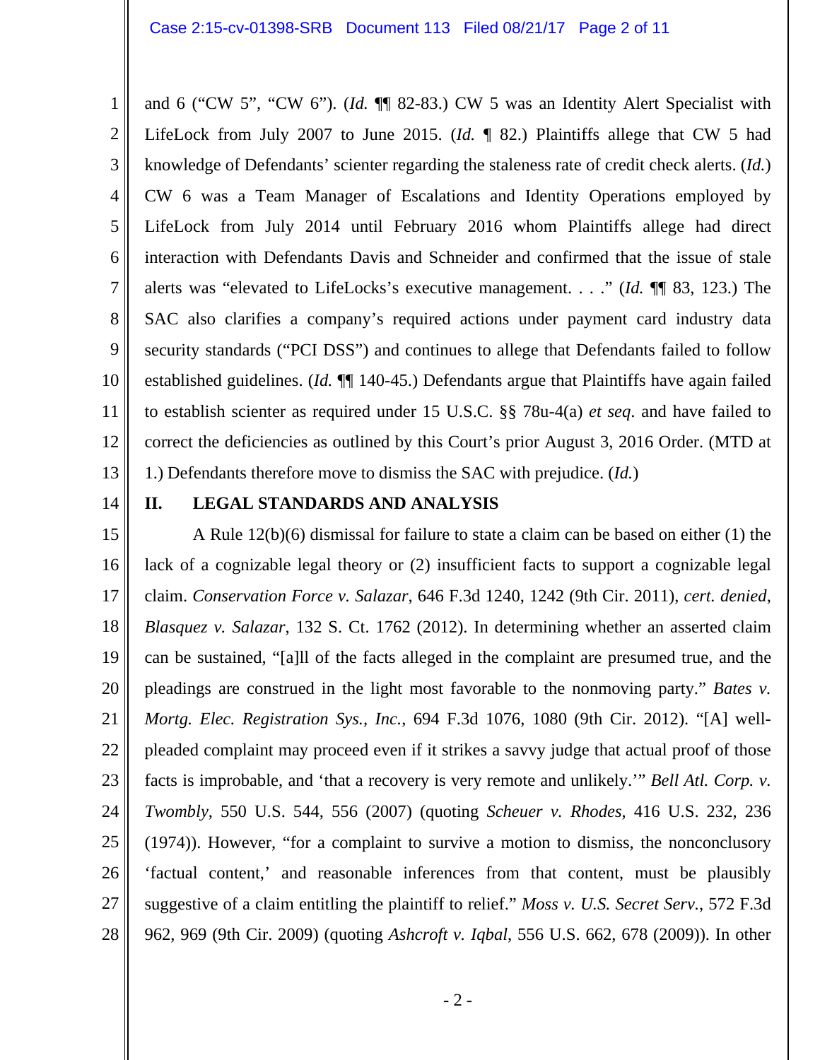and 6 ("CW 5", "CW 6"). (*Id.* ¶¶ 82-83.) CW 5 was an Identity Alert Specialist with LifeLock from July 2007 to June 2015. (*Id.* ¶ 82.) Plaintiffs allege that CW 5 had knowledge of Defendants' scienter regarding the staleness rate of credit check alerts. (*Id.*) CW 6 was a Team Manager of Escalations and Identity Operations employed by LifeLock from July 2014 until February 2016 whom Plaintiffs allege had direct interaction with Defendants Davis and Schneider and confirmed that the issue of stale alerts was "elevated to LifeLocks's executive management. . . ." (*Id.* ¶¶ 83, 123.) The SAC also clarifies a company's required actions under payment card industry data security standards ("PCI DSS") and continues to allege that Defendants failed to follow established guidelines. (*Id.* ¶¶ 140-45.) Defendants argue that Plaintiffs have again failed to establish scienter as required under 15 U.S.C. §§ 78u-4(a) *et seq*. and have failed to correct the deficiencies as outlined by this Court's prior August 3, 2016 Order. (MTD at 1.) Defendants therefore move to dismiss the SAC with prejudice. (*Id.*)

## II. LEGAL STANDARDS AND ANALYSIS

A Rule 12(b)(6) dismissal for failure to state a claim can be based on either (1) the lack of a cognizable legal theory or (2) insufficient facts to support a cognizable legal claim. *Conservation Force v. Salazar*, 646 F.3d 1240, 1242 (9th Cir. 2011), *cert. denied*, *Blasquez v. Salazar*, 132 S. Ct. 1762 (2012). In determining whether an asserted claim can be sustained, "[a]ll of the facts alleged in the complaint are presumed true, and the pleadings are construed in the light most favorable to the nonmoving party." *Bates v. Mortg. Elec. Registration Sys., Inc.*, 694 F.3d 1076, 1080 (9th Cir. 2012). "[A] well-pleaded complaint may proceed even if it strikes a savvy judge that actual proof of those facts is improbable, and 'that a recovery is very remote and unlikely.'" *Bell Atl. Corp. v. Twombly*, 550 U.S. 544, 556 (2007) (quoting *Scheuer v. Rhodes*, 416 U.S. 232, 236 (1974)). However, "for a complaint to survive a motion to dismiss, the nonconclusory 'factual content,' and reasonable inferences from that content, must be plausibly suggestive of a claim entitling the plaintiff to relief." *Moss v. U.S. Secret Serv.*, 572 F.3d 962, 969 (9th Cir. 2009) (quoting *Ashcroft v. Iqbal*, 556 U.S. 662, 678 (2009)). In other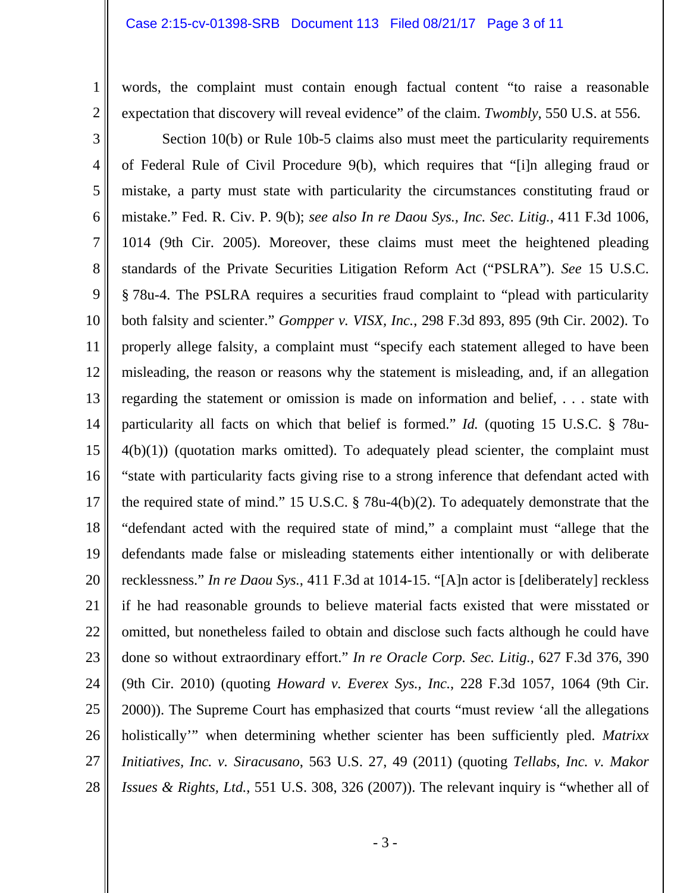words, the complaint must contain enough factual content "to raise a reasonable expectation that discovery will reveal evidence" of the claim. *Twombly*, 550 U.S. at 556.

Section 10(b) or Rule 10b-5 claims also must meet the particularity requirements of Federal Rule of Civil Procedure 9(b), which requires that "[i]n alleging fraud or mistake, a party must state with particularity the circumstances constituting fraud or mistake." Fed. R. Civ. P. 9(b); *see also In re Daou Sys., Inc. Sec. Litig.*, 411 F.3d 1006, 1014 (9th Cir. 2005). Moreover, these claims must meet the heightened pleading standards of the Private Securities Litigation Reform Act ("PSLRA"). *See* 15 U.S.C. § 78u-4. The PSLRA requires a securities fraud complaint to "plead with particularity both falsity and scienter." *Gompper v. VISX, Inc.*, 298 F.3d 893, 895 (9th Cir. 2002). To properly allege falsity, a complaint must "specify each statement alleged to have been misleading, the reason or reasons why the statement is misleading, and, if an allegation regarding the statement or omission is made on information and belief, . . . state with particularity all facts on which that belief is formed." *Id.* (quoting 15 U.S.C. § 78u-4(b)(1)) (quotation marks omitted). To adequately plead scienter, the complaint must "state with particularity facts giving rise to a strong inference that defendant acted with the required state of mind." 15 U.S.C. § 78u-4(b)(2). To adequately demonstrate that the "defendant acted with the required state of mind," a complaint must "allege that the defendants made false or misleading statements either intentionally or with deliberate recklessness." *In re Daou Sys.*, 411 F.3d at 1014-15. "[A]n actor is [deliberately] reckless if he had reasonable grounds to believe material facts existed that were misstated or omitted, but nonetheless failed to obtain and disclose such facts although he could have done so without extraordinary effort." *In re Oracle Corp. Sec. Litig.*, 627 F.3d 376, 390 (9th Cir. 2010) (quoting *Howard v. Everex Sys., Inc.*, 228 F.3d 1057, 1064 (9th Cir. 2000)). The Supreme Court has emphasized that courts "must review 'all the allegations holistically'" when determining whether scienter has been sufficiently pled. *Matrixx Initiatives, Inc. v. Siracusano*, 563 U.S. 27, 49 (2011) (quoting *Tellabs, Inc. v. Makor Issues & Rights, Ltd.*, 551 U.S. 308, 326 (2007)). The relevant inquiry is "whether all of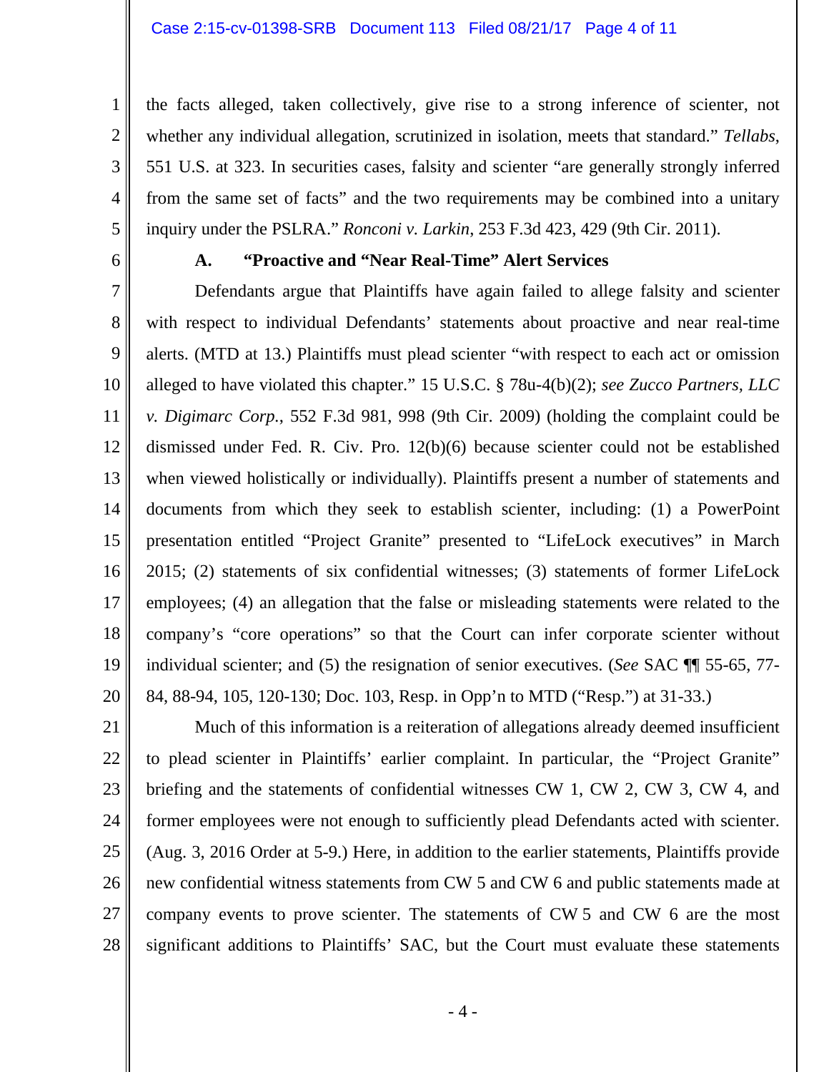the facts alleged, taken collectively, give rise to a strong inference of scienter, not whether any individual allegation, scrutinized in isolation, meets that standard." *Tellabs*, 551 U.S. at 323. In securities cases, falsity and scienter "are generally strongly inferred from the same set of facts" and the two requirements may be combined into a unitary inquiry under the PSLRA." *Ronconi v. Larkin*, 253 F.3d 423, 429 (9th Cir. 2011).

### A. "Proactive and "Near Real-Time" Alert Services

Defendants argue that Plaintiffs have again failed to allege falsity and scienter with respect to individual Defendants' statements about proactive and near real-time alerts. (MTD at 13.) Plaintiffs must plead scienter "with respect to each act or omission alleged to have violated this chapter." 15 U.S.C. § 78u-4(b)(2); *see Zucco Partners, LLC v. Digimarc Corp.*, 552 F.3d 981, 998 (9th Cir. 2009) (holding the complaint could be dismissed under Fed. R. Civ. Pro. 12(b)(6) because scienter could not be established when viewed holistically or individually). Plaintiffs present a number of statements and documents from which they seek to establish scienter, including: (1) a PowerPoint presentation entitled "Project Granite" presented to "LifeLock executives" in March 2015; (2) statements of six confidential witnesses; (3) statements of former LifeLock employees; (4) an allegation that the false or misleading statements were related to the company's "core operations" so that the Court can infer corporate scienter without individual scienter; and (5) the resignation of senior executives. (*See* SAC ¶¶ 55-65, 77-84, 88-94, 105, 120-130; Doc. 103, Resp. in Opp'n to MTD ("Resp.") at 31-33.)

Much of this information is a reiteration of allegations already deemed insufficient to plead scienter in Plaintiffs' earlier complaint. In particular, the "Project Granite" briefing and the statements of confidential witnesses CW 1, CW 2, CW 3, CW 4, and former employees were not enough to sufficiently plead Defendants acted with scienter. (Aug. 3, 2016 Order at 5-9.) Here, in addition to the earlier statements, Plaintiffs provide new confidential witness statements from CW 5 and CW 6 and public statements made at company events to prove scienter. The statements of CW 5 and CW 6 are the most significant additions to Plaintiffs' SAC, but the Court must evaluate these statements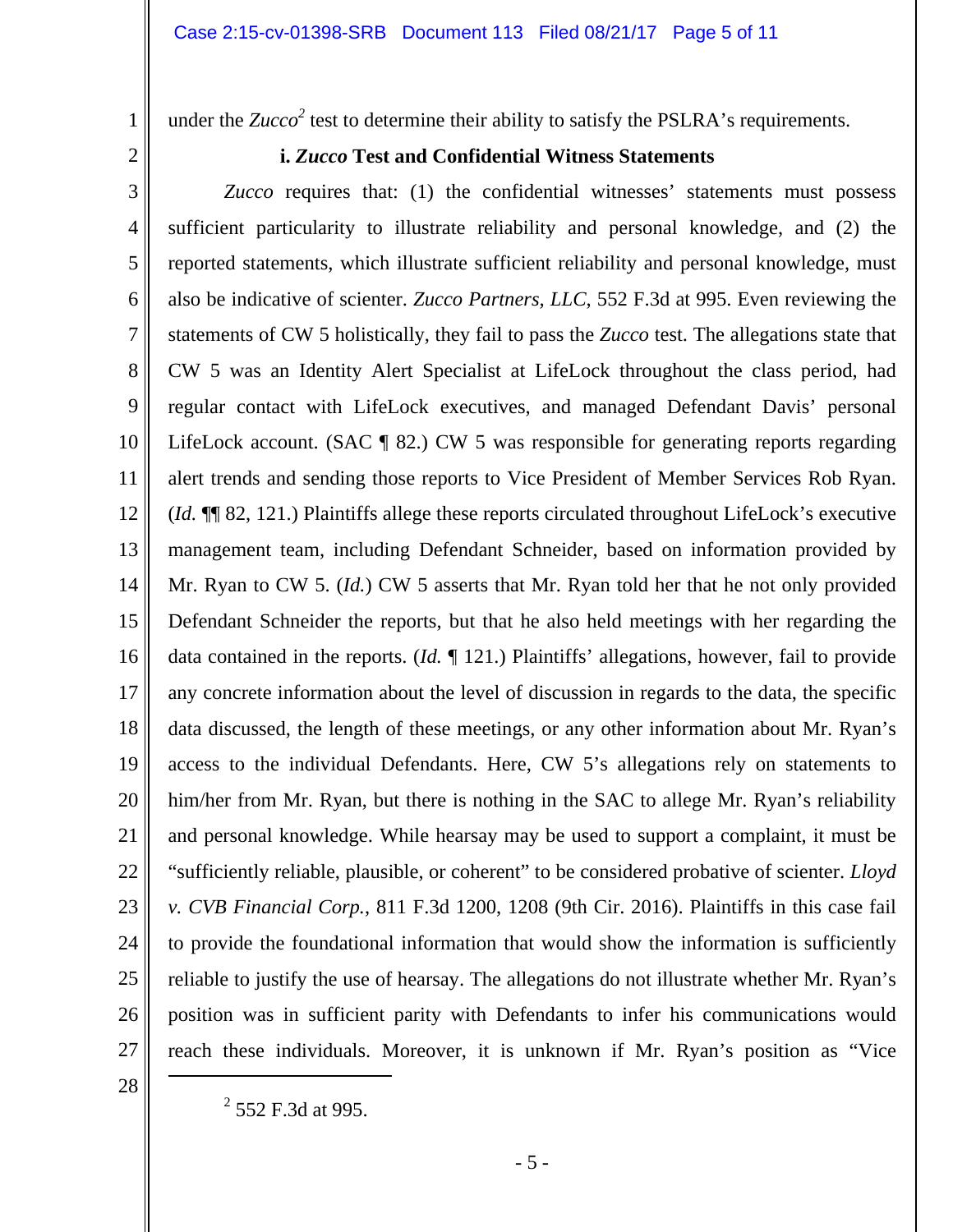under the *Zucco*[2] test to determine their ability to satisfy the PSLRA's requirements.

### i. *Zucco* Test and Confidential Witness Statements

*Zucco* requires that: (1) the confidential witnesses' statements must possess sufficient particularity to illustrate reliability and personal knowledge, and (2) the reported statements, which illustrate sufficient reliability and personal knowledge, must also be indicative of scienter. *Zucco Partners, LLC*, 552 F.3d at 995. Even reviewing the statements of CW 5 holistically, they fail to pass the *Zucco* test. The allegations state that CW 5 was an Identity Alert Specialist at LifeLock throughout the class period, had regular contact with LifeLock executives, and managed Defendant Davis' personal LifeLock account. (SAC ¶ 82.) CW 5 was responsible for generating reports regarding alert trends and sending those reports to Vice President of Member Services Rob Ryan. (*Id.* ¶¶ 82, 121.) Plaintiffs allege these reports circulated throughout LifeLock's executive management team, including Defendant Schneider, based on information provided by Mr. Ryan to CW 5. (*Id.*) CW 5 asserts that Mr. Ryan told her that he not only provided Defendant Schneider the reports, but that he also held meetings with her regarding the data contained in the reports. (*Id.* ¶ 121.) Plaintiffs' allegations, however, fail to provide any concrete information about the level of discussion in regards to the data, the specific data discussed, the length of these meetings, or any other information about Mr. Ryan's access to the individual Defendants. Here, CW 5's allegations rely on statements to him/her from Mr. Ryan, but there is nothing in the SAC to allege Mr. Ryan's reliability and personal knowledge. While hearsay may be used to support a complaint, it must be "sufficiently reliable, plausible, or coherent" to be considered probative of scienter. *Lloyd v. CVB Financial Corp.*, 811 F.3d 1200, 1208 (9th Cir. 2016). Plaintiffs in this case fail to provide the foundational information that would show the information is sufficiently reliable to justify the use of hearsay. The allegations do not illustrate whether Mr. Ryan's position was in sufficient parity with Defendants to infer his communications would reach these individuals. Moreover, it is unknown if Mr. Ryan's position as "Vice

---

[2] 552 F.3d at 995.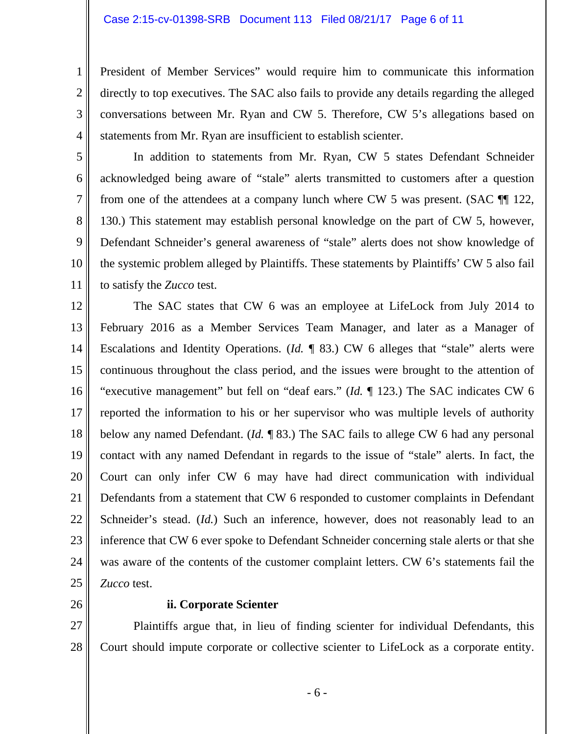President of Member Services" would require him to communicate this information directly to top executives. The SAC also fails to provide any details regarding the alleged conversations between Mr. Ryan and CW 5. Therefore, CW 5's allegations based on statements from Mr. Ryan are insufficient to establish scienter.

In addition to statements from Mr. Ryan, CW 5 states Defendant Schneider acknowledged being aware of "stale" alerts transmitted to customers after a question from one of the attendees at a company lunch where CW 5 was present. (SAC ¶¶ 122, 130.) This statement may establish personal knowledge on the part of CW 5, however, Defendant Schneider's general awareness of "stale" alerts does not show knowledge of the systemic problem alleged by Plaintiffs. These statements by Plaintiffs' CW 5 also fail to satisfy the *Zucco* test.

The SAC states that CW 6 was an employee at LifeLock from July 2014 to February 2016 as a Member Services Team Manager, and later as a Manager of Escalations and Identity Operations. (*Id.* ¶ 83.) CW 6 alleges that "stale" alerts were continuous throughout the class period, and the issues were brought to the attention of "executive management" but fell on "deaf ears." (*Id.* ¶ 123.) The SAC indicates CW 6 reported the information to his or her supervisor who was multiple levels of authority below any named Defendant. (*Id.* ¶ 83.) The SAC fails to allege CW 6 had any personal contact with any named Defendant in regards to the issue of "stale" alerts. In fact, the Court can only infer CW 6 may have had direct communication with individual Defendants from a statement that CW 6 responded to customer complaints in Defendant Schneider's stead. (*Id.*) Such an inference, however, does not reasonably lead to an inference that CW 6 ever spoke to Defendant Schneider concerning stale alerts or that she was aware of the contents of the customer complaint letters. CW 6's statements fail the *Zucco* test.

**ii. Corporate Scienter**

Plaintiffs argue that, in lieu of finding scienter for individual Defendants, this Court should impute corporate or collective scienter to LifeLock as a corporate entity.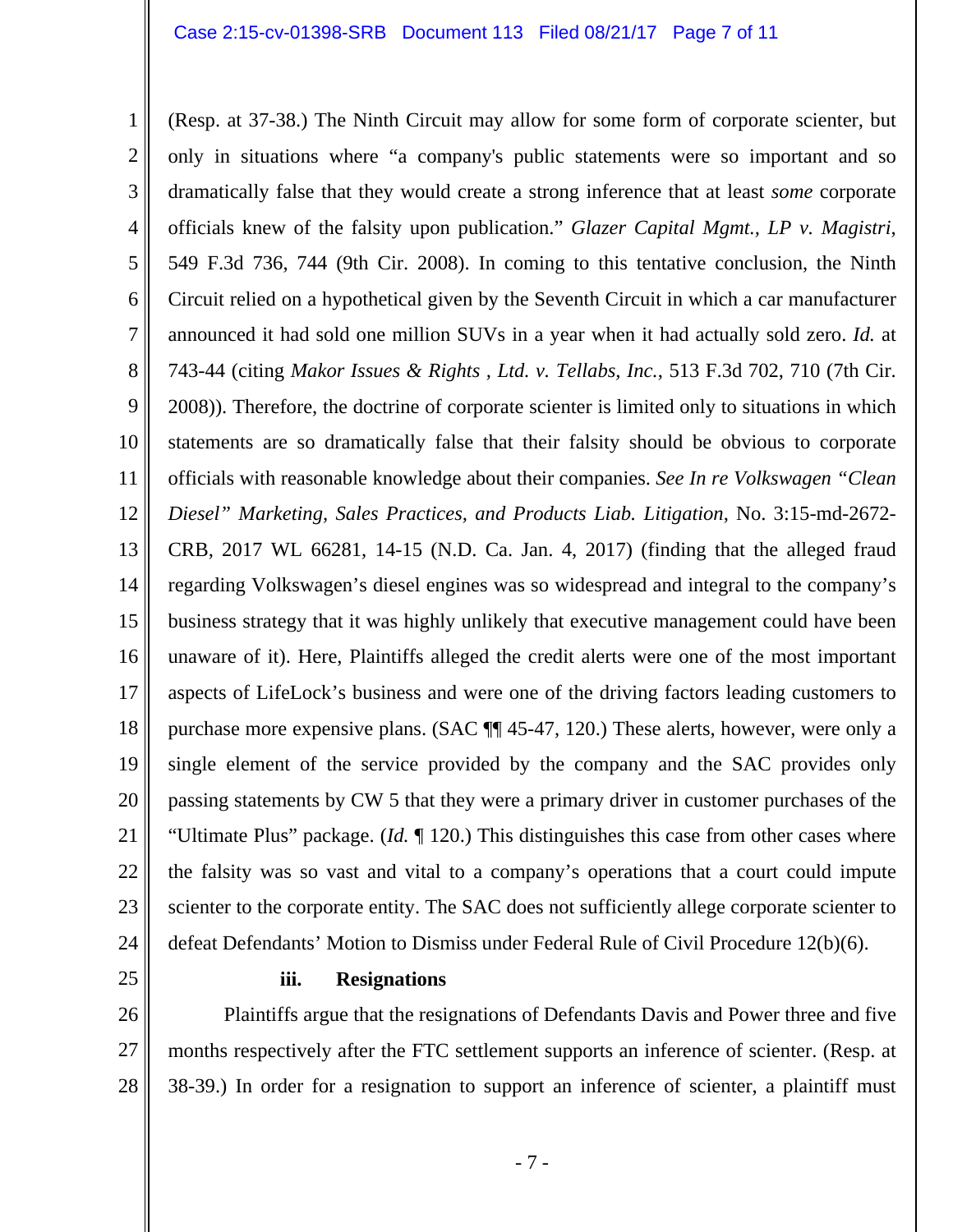(Resp. at 37-38.) The Ninth Circuit may allow for some form of corporate scienter, but only in situations where "a company's public statements were so important and so dramatically false that they would create a strong inference that at least *some* corporate officials knew of the falsity upon publication." *Glazer Capital Mgmt., LP v. Magistri*, 549 F.3d 736, 744 (9th Cir. 2008). In coming to this tentative conclusion, the Ninth Circuit relied on a hypothetical given by the Seventh Circuit in which a car manufacturer announced it had sold one million SUVs in a year when it had actually sold zero. *Id.* at 743-44 (citing *Makor Issues & Rights , Ltd. v. Tellabs, Inc.*, 513 F.3d 702, 710 (7th Cir. 2008)). Therefore, the doctrine of corporate scienter is limited only to situations in which statements are so dramatically false that their falsity should be obvious to corporate officials with reasonable knowledge about their companies. *See In re Volkswagen "Clean Diesel" Marketing, Sales Practices, and Products Liab. Litigation*, No. 3:15-md-2672-CRB, 2017 WL 66281, 14-15 (N.D. Ca. Jan. 4, 2017) (finding that the alleged fraud regarding Volkswagen's diesel engines was so widespread and integral to the company's business strategy that it was highly unlikely that executive management could have been unaware of it). Here, Plaintiffs alleged the credit alerts were one of the most important aspects of LifeLock's business and were one of the driving factors leading customers to purchase more expensive plans. (SAC ¶¶ 45-47, 120.) These alerts, however, were only a single element of the service provided by the company and the SAC provides only passing statements by CW 5 that they were a primary driver in customer purchases of the "Ultimate Plus" package. (*Id.* ¶ 120.) This distinguishes this case from other cases where the falsity was so vast and vital to a company's operations that a court could impute scienter to the corporate entity. The SAC does not sufficiently allege corporate scienter to defeat Defendants' Motion to Dismiss under Federal Rule of Civil Procedure 12(b)(6).

**iii. Resignations**

Plaintiffs argue that the resignations of Defendants Davis and Power three and five months respectively after the FTC settlement supports an inference of scienter. (Resp. at 38-39.) In order for a resignation to support an inference of scienter, a plaintiff must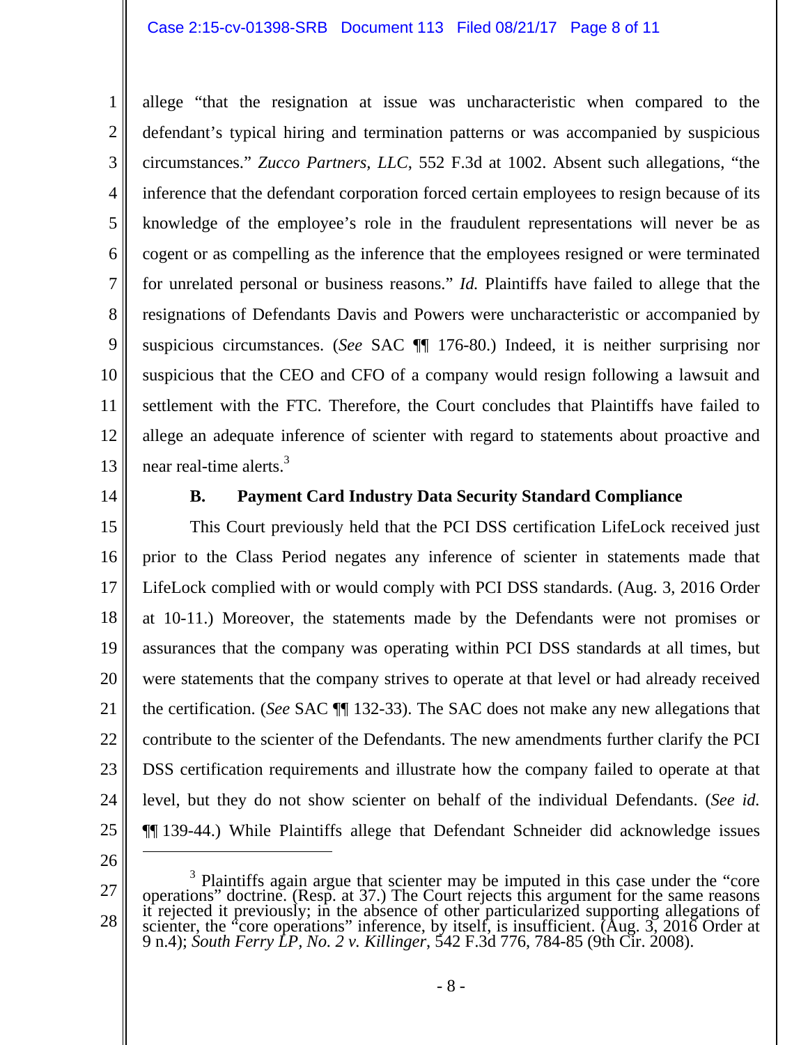allege "that the resignation at issue was uncharacteristic when compared to the defendant's typical hiring and termination patterns or was accompanied by suspicious circumstances." *Zucco Partners, LLC*, 552 F.3d at 1002. Absent such allegations, "the inference that the defendant corporation forced certain employees to resign because of its knowledge of the employee's role in the fraudulent representations will never be as cogent or as compelling as the inference that the employees resigned or were terminated for unrelated personal or business reasons." *Id.* Plaintiffs have failed to allege that the resignations of Defendants Davis and Powers were uncharacteristic or accompanied by suspicious circumstances. (*See* SAC ¶¶ 176-80.) Indeed, it is neither surprising nor suspicious that the CEO and CFO of a company would resign following a lawsuit and settlement with the FTC. Therefore, the Court concludes that Plaintiffs have failed to allege an adequate inference of scienter with regard to statements about proactive and near real-time alerts.[3]

### B. Payment Card Industry Data Security Standard Compliance

This Court previously held that the PCI DSS certification LifeLock received just prior to the Class Period negates any inference of scienter in statements made that LifeLock complied with or would comply with PCI DSS standards. (Aug. 3, 2016 Order at 10-11.) Moreover, the statements made by the Defendants were not promises or assurances that the company was operating within PCI DSS standards at all times, but were statements that the company strives to operate at that level or had already received the certification. (*See* SAC ¶¶ 132-33). The SAC does not make any new allegations that contribute to the scienter of the Defendants. The new amendments further clarify the PCI DSS certification requirements and illustrate how the company failed to operate at that level, but they do not show scienter on behalf of the individual Defendants. (*See id.* ¶¶ 139-44.) While Plaintiffs allege that Defendant Schneider did acknowledge issues

---

[3] Plaintiffs again argue that scienter may be imputed in this case under the "core operations" doctrine. (Resp. at 37.) The Court rejects this argument for the same reasons it rejected it previously; in the absence of other particularized supporting allegations of scienter, the "core operations" inference, by itself, is insufficient. (Aug. 3, 2016 Order at 9 n.4); *South Ferry LP, No. 2 v. Killinger*, 542 F.3d 776, 784-85 (9th Cir. 2008).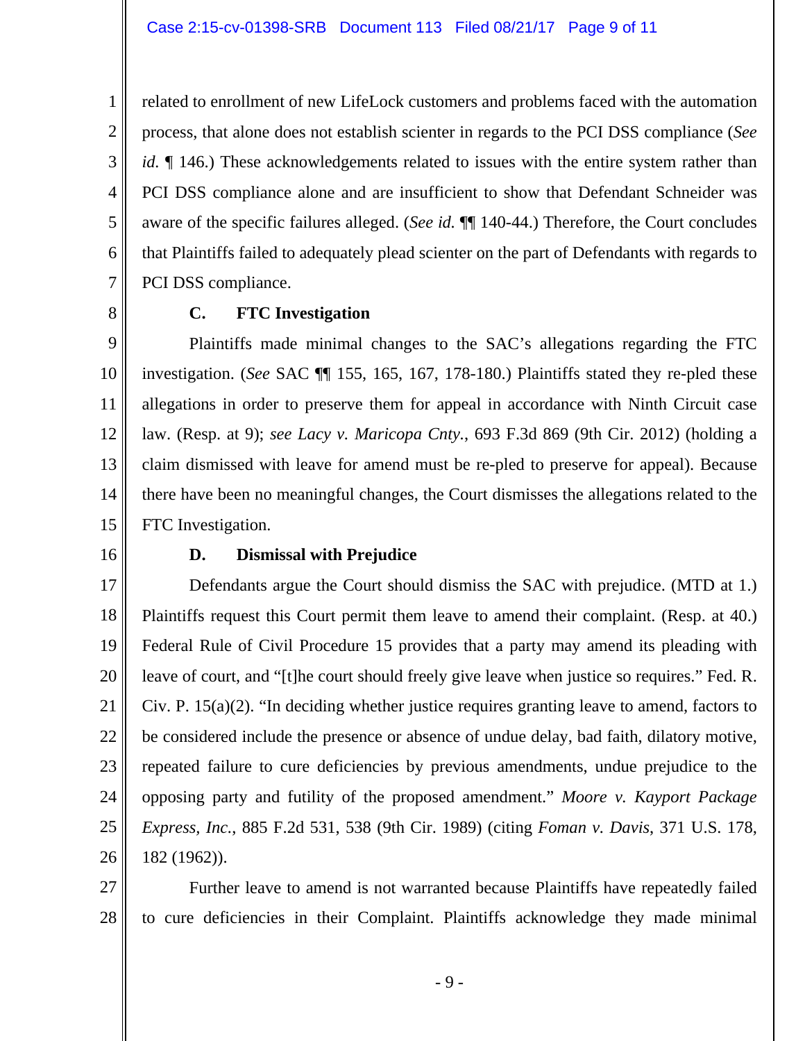related to enrollment of new LifeLock customers and problems faced with the automation process, that alone does not establish scienter in regards to the PCI DSS compliance (*See id.* ¶ 146.) These acknowledgements related to issues with the entire system rather than PCI DSS compliance alone and are insufficient to show that Defendant Schneider was aware of the specific failures alleged. (*See id.* ¶¶ 140-44.) Therefore, the Court concludes that Plaintiffs failed to adequately plead scienter on the part of Defendants with regards to PCI DSS compliance.

**C. FTC Investigation**

Plaintiffs made minimal changes to the SAC's allegations regarding the FTC investigation. (*See* SAC ¶¶ 155, 165, 167, 178-180.) Plaintiffs stated they re-pled these allegations in order to preserve them for appeal in accordance with Ninth Circuit case law. (Resp. at 9); *see Lacy v. Maricopa Cnty.*, 693 F.3d 869 (9th Cir. 2012) (holding a claim dismissed with leave for amend must be re-pled to preserve for appeal). Because there have been no meaningful changes, the Court dismisses the allegations related to the FTC Investigation.

**D. Dismissal with Prejudice**

Defendants argue the Court should dismiss the SAC with prejudice. (MTD at 1.) Plaintiffs request this Court permit them leave to amend their complaint. (Resp. at 40.) Federal Rule of Civil Procedure 15 provides that a party may amend its pleading with leave of court, and "[t]he court should freely give leave when justice so requires." Fed. R. Civ. P. 15(a)(2). "In deciding whether justice requires granting leave to amend, factors to be considered include the presence or absence of undue delay, bad faith, dilatory motive, repeated failure to cure deficiencies by previous amendments, undue prejudice to the opposing party and futility of the proposed amendment." *Moore v. Kayport Package Express, Inc.*, 885 F.2d 531, 538 (9th Cir. 1989) (citing *Foman v. Davis*, 371 U.S. 178, 182 (1962)).

Further leave to amend is not warranted because Plaintiffs have repeatedly failed to cure deficiencies in their Complaint. Plaintiffs acknowledge they made minimal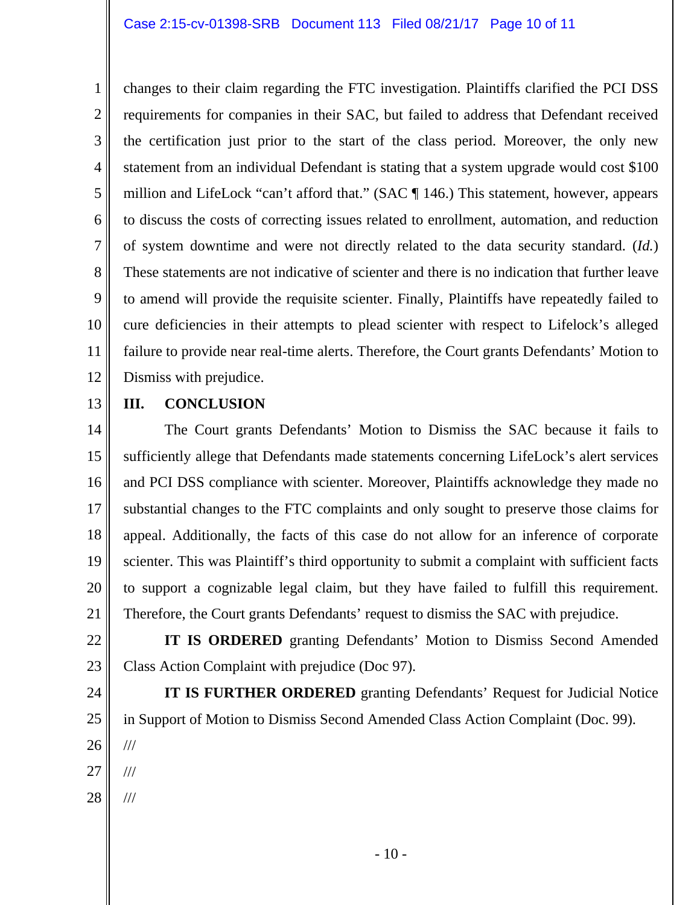changes to their claim regarding the FTC investigation. Plaintiffs clarified the PCI DSS requirements for companies in their SAC, but failed to address that Defendant received the certification just prior to the start of the class period. Moreover, the only new statement from an individual Defendant is stating that a system upgrade would cost $100 million and LifeLock "can't afford that." (SAC ¶ 146.) This statement, however, appears to discuss the costs of correcting issues related to enrollment, automation, and reduction of system downtime and were not directly related to the data security standard. (*Id.*) These statements are not indicative of scienter and there is no indication that further leave to amend will provide the requisite scienter. Finally, Plaintiffs have repeatedly failed to cure deficiencies in their attempts to plead scienter with respect to Lifelock's alleged failure to provide near real-time alerts. Therefore, the Court grants Defendants' Motion to Dismiss with prejudice.

## III. CONCLUSION

The Court grants Defendants' Motion to Dismiss the SAC because it fails to sufficiently allege that Defendants made statements concerning LifeLock's alert services and PCI DSS compliance with scienter. Moreover, Plaintiffs acknowledge they made no substantial changes to the FTC complaints and only sought to preserve those claims for appeal. Additionally, the facts of this case do not allow for an inference of corporate scienter. This was Plaintiff's third opportunity to submit a complaint with sufficient facts to support a cognizable legal claim, but they have failed to fulfill this requirement. Therefore, the Court grants Defendants' request to dismiss the SAC with prejudice.

**IT IS ORDERED** granting Defendants' Motion to Dismiss Second Amended Class Action Complaint with prejudice (Doc 97).

**IT IS FURTHER ORDERED** granting Defendants' Request for Judicial Notice in Support of Motion to Dismiss Second Amended Class Action Complaint (Doc. 99).

///

///

///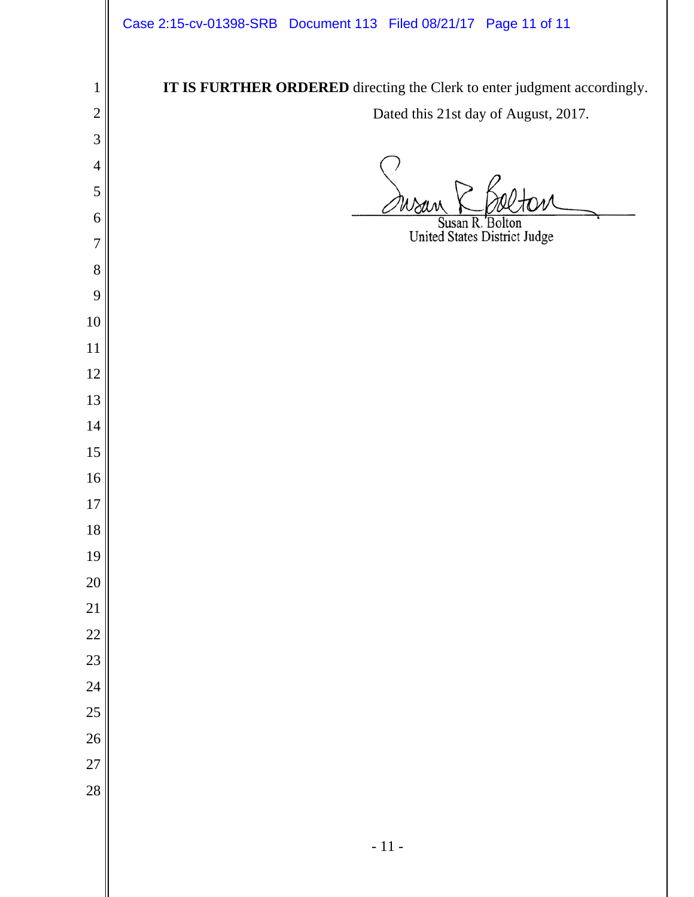**IT IS FURTHER ORDERED** directing the Clerk to enter judgment accordingly.

Dated this 21st day of August, 2017.

Susan R. Bolton
United States District Judge